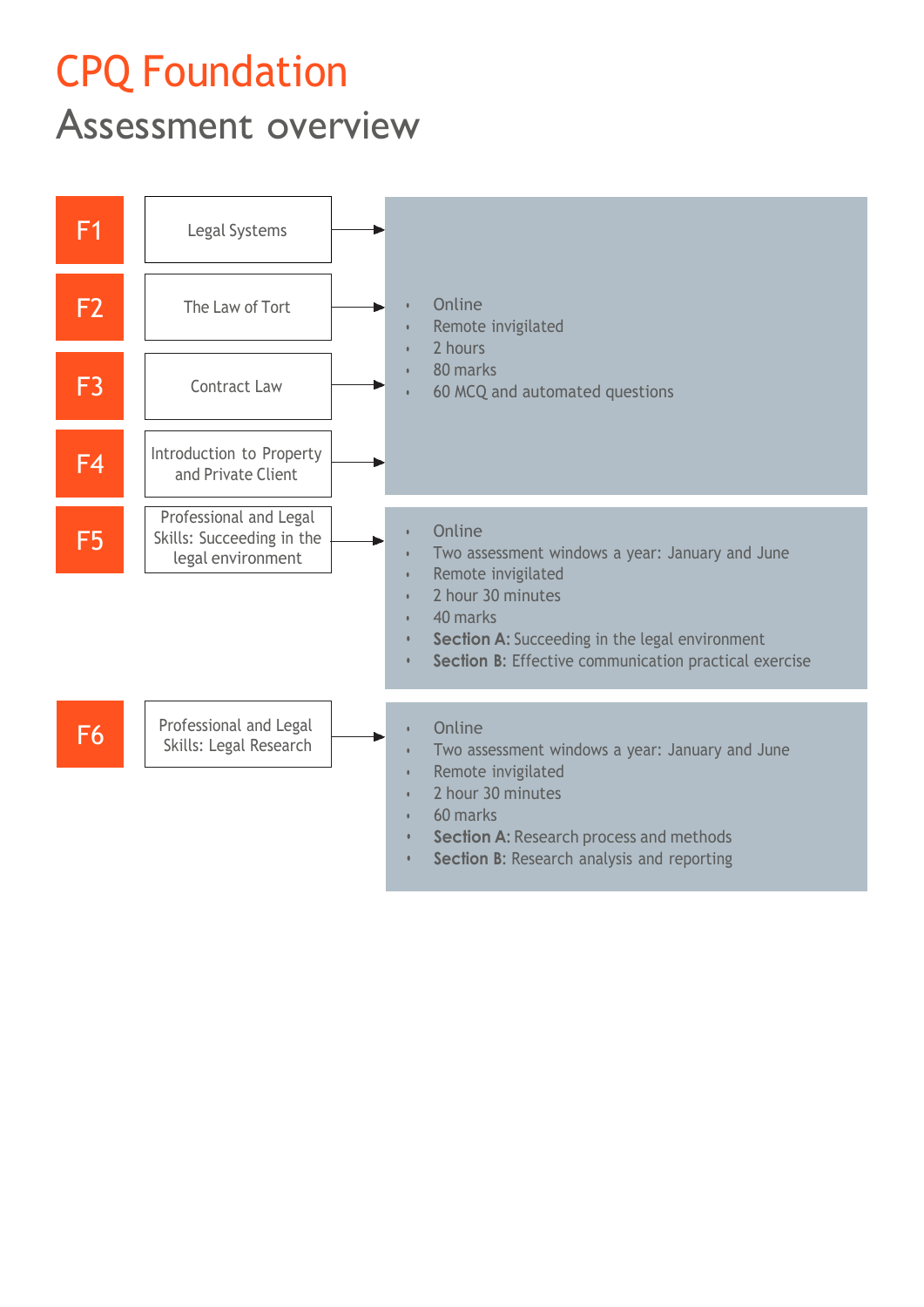# CPQ Foundation

## Assessment overview

| Module | Title | Assessment |
|---|---|---|
| F1 | Legal Systems | • Online<br>• Remote invigilated<br>• 2 hours<br>• 80 marks<br>• 60 MCQ and automated questions |
| F2 | The Law of Tort | |
| F3 | Contract Law | |
| F4 | Introduction to Property and Private Client | |
| F5 | Professional and Legal Skills: Succeeding in the legal environment | • Online<br>• Two assessment windows a year: January and June<br>• Remote invigilated<br>• 2 hour 30 minutes<br>• 40 marks<br>• **Section A:** Succeeding in the legal environment<br>• **Section B:** Effective communication practical exercise |
| F6 | Professional and Legal Skills: Legal Research | • Online<br>• Two assessment windows a year: January and June<br>• Remote invigilated<br>• 2 hour 30 minutes<br>• 60 marks<br>• **Section A:** Research process and methods<br>• **Section B:** Research analysis and reporting |

Note: The assessment details for F1 apply to F1, F2, F3 and F4.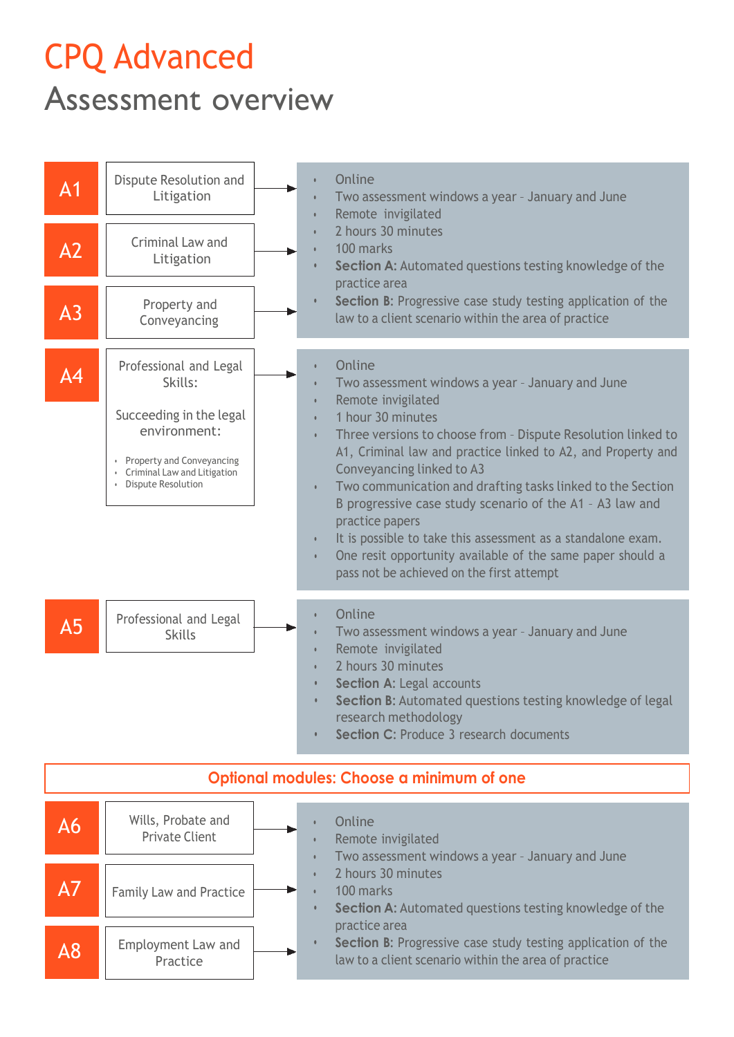# CPQ Advanced

## Assessment overview

**A1** – Dispute Resolution and Litigation

**A2** – Criminal Law and Litigation

**A3** – Property and Conveyancing

- Online
- Two assessment windows a year - January and June
- Remote invigilated
- 2 hours 30 minutes
- 100 marks
- **Section A:** Automated questions testing knowledge of the practice area
- **Section B:** Progressive case study testing application of the law to a client scenario within the area of practice

**A4** – Professional and Legal Skills:

Succeeding in the legal environment:

- Property and Conveyancing
- Criminal Law and Litigation
- Dispute Resolution

- Online
- Two assessment windows a year - January and June
- Remote invigilated
- 1 hour 30 minutes
- Three versions to choose from - Dispute Resolution linked to A1, Criminal law and practice linked to A2, and Property and Conveyancing linked to A3
- Two communication and drafting tasks linked to the Section B progressive case study scenario of the A1 - A3 law and practice papers
- It is possible to take this assessment as a standalone exam.
- One resit opportunity available of the same paper should a pass not be achieved on the first attempt

**A5** – Professional and Legal Skills

- Online
- Two assessment windows a year - January and June
- Remote invigilated
- 2 hours 30 minutes
- **Section A:** Legal accounts
- **Section B:** Automated questions testing knowledge of legal research methodology
- **Section C:** Produce 3 research documents

### Optional modules: Choose a minimum of one

**A6** – Wills, Probate and Private Client

**A7** – Family Law and Practice

**A8** – Employment Law and Practice

- Online
- Remote invigilated
- Two assessment windows a year - January and June
- 2 hours 30 minutes
- 100 marks
- **Section A:** Automated questions testing knowledge of the practice area
- **Section B:** Progressive case study testing application of the law to a client scenario within the area of practice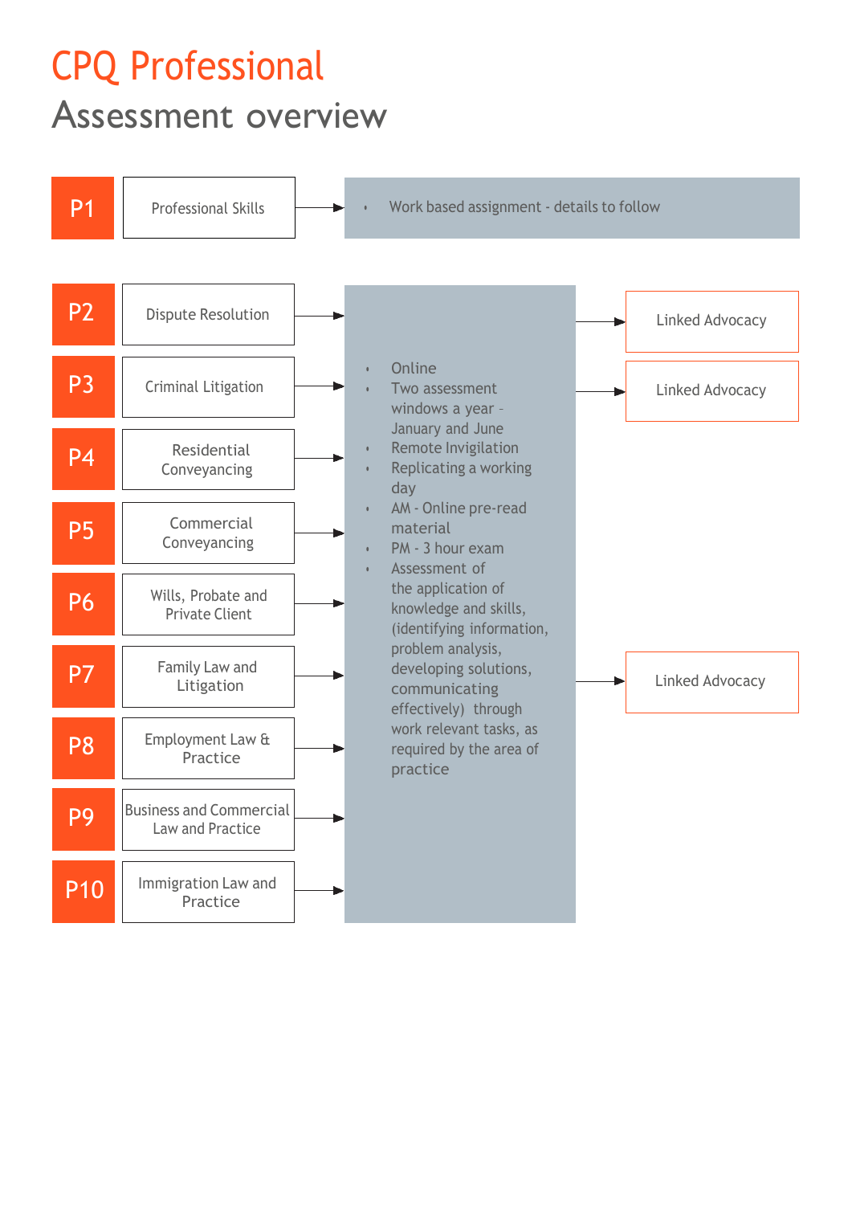# CPQ Professional

## Assessment overview

**P1** Professional Skills

- Work based assignment - details to follow

**P2** Dispute Resolution — Linked Advocacy

**P3** Criminal Litigation — Linked Advocacy

**P4** Residential Conveyancing

**P5** Commercial Conveyancing

**P6** Wills, Probate and Private Client

**P7** Family Law and Litigation — Linked Advocacy

**P8** Employment Law & Practice

**P9** Business and Commercial Law and Practice

**P10** Immigration Law and Practice

P2–P10:

- Online
- Two assessment windows a year - January and June
- Remote Invigilation
- Replicating a working day
- AM - Online pre-read material
- PM - 3 hour exam
- Assessment of the application of knowledge and skills, (identifying information, problem analysis, developing solutions, communicating effectively) through work relevant tasks, as required by the area of practice